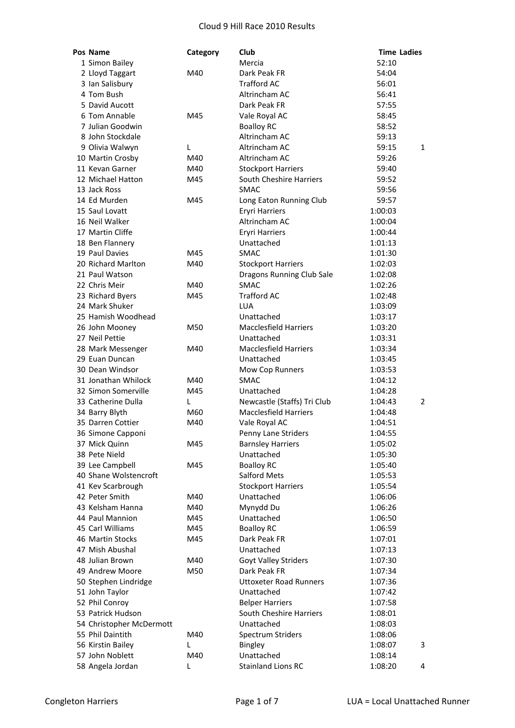# Cloud 9 Hill Race 2010 Results

| Pos | Name | Category | Club | Time | Ladies |
|---|---|---|---|---|---|
| 1 | Simon Bailey | | Mercia | 52:10 | |
| 2 | Lloyd Taggart | M40 | Dark Peak FR | 54:04 | |
| 3 | Ian Salisbury | | Trafford AC | 56:01 | |
| 4 | Tom Bush | | Altrincham AC | 56:41 | |
| 5 | David Aucott | | Dark Peak FR | 57:55 | |
| 6 | Tom Annable | M45 | Vale Royal AC | 58:45 | |
| 7 | Julian Goodwin | | Boalloy RC | 58:52 | |
| 8 | John Stockdale | | Altrincham AC | 59:13 | |
| 9 | Olivia Walwyn | L | Altrincham AC | 59:15 | 1 |
| 10 | Martin Crosby | M40 | Altrincham AC | 59:26 | |
| 11 | Kevan Garner | M40 | Stockport Harriers | 59:40 | |
| 12 | Michael Hatton | M45 | South Cheshire Harriers | 59:52 | |
| 13 | Jack Ross | | SMAC | 59:56 | |
| 14 | Ed Murden | M45 | Long Eaton Running Club | 59:57 | |
| 15 | Saul Lovatt | | Eryri Harriers | 1:00:03 | |
| 16 | Neil Walker | | Altrincham AC | 1:00:04 | |
| 17 | Martin Cliffe | | Eryri Harriers | 1:00:44 | |
| 18 | Ben Flannery | | Unattached | 1:01:13 | |
| 19 | Paul Davies | M45 | SMAC | 1:01:30 | |
| 20 | Richard Marlton | M40 | Stockport Harriers | 1:02:03 | |
| 21 | Paul Watson | | Dragons Running Club Sale | 1:02:08 | |
| 22 | Chris Meir | M40 | SMAC | 1:02:26 | |
| 23 | Richard Byers | M45 | Trafford AC | 1:02:48 | |
| 24 | Mark Shuker | | LUA | 1:03:09 | |
| 25 | Hamish Woodhead | | Unattached | 1:03:17 | |
| 26 | John Mooney | M50 | Macclesfield Harriers | 1:03:20 | |
| 27 | Neil Pettie | | Unattached | 1:03:31 | |
| 28 | Mark Messenger | M40 | Macclesfield Harriers | 1:03:34 | |
| 29 | Euan Duncan | | Unattached | 1:03:45 | |
| 30 | Dean Windsor | | Mow Cop Runners | 1:03:53 | |
| 31 | Jonathan Whilock | M40 | SMAC | 1:04:12 | |
| 32 | Simon Somerville | M45 | Unattached | 1:04:28 | |
| 33 | Catherine Dulla | L | Newcastle (Staffs) Tri Club | 1:04:43 | 2 |
| 34 | Barry Blyth | M60 | Macclesfield Harriers | 1:04:48 | |
| 35 | Darren Cottier | M40 | Vale Royal AC | 1:04:51 | |
| 36 | Simone Capponi | | Penny Lane Striders | 1:04:55 | |
| 37 | Mick Quinn | M45 | Barnsley Harriers | 1:05:02 | |
| 38 | Pete Nield | | Unattached | 1:05:30 | |
| 39 | Lee Campbell | M45 | Boalloy RC | 1:05:40 | |
| 40 | Shane Wolstencroft | | Salford Mets | 1:05:53 | |
| 41 | Kev Scarbrough | | Stockport Harriers | 1:05:54 | |
| 42 | Peter Smith | M40 | Unattached | 1:06:06 | |
| 43 | Kelsham Hanna | M40 | Mynydd Du | 1:06:26 | |
| 44 | Paul Mannion | M45 | Unattached | 1:06:50 | |
| 45 | Carl Williams | M45 | Boalloy RC | 1:06:59 | |
| 46 | Martin Stocks | M45 | Dark Peak FR | 1:07:01 | |
| 47 | Mish Abushal | | Unattached | 1:07:13 | |
| 48 | Julian Brown | M40 | Goyt Valley Striders | 1:07:30 | |
| 49 | Andrew Moore | M50 | Dark Peak FR | 1:07:34 | |
| 50 | Stephen Lindridge | | Uttoxeter Road Runners | 1:07:36 | |
| 51 | John Taylor | | Unattached | 1:07:42 | |
| 52 | Phil Conroy | | Belper Harriers | 1:07:58 | |
| 53 | Patrick Hudson | | South Cheshire Harriers | 1:08:01 | |
| 54 | Christopher McDermott | | Unattached | 1:08:03 | |
| 55 | Phil Daintith | M40 | Spectrum Striders | 1:08:06 | |
| 56 | Kirstin Bailey | L | Bingley | 1:08:07 | 3 |
| 57 | John Noblett | M40 | Unattached | 1:08:14 | |
| 58 | Angela Jordan | L | Stainland Lions RC | 1:08:20 | 4 |

Congleton Harriers

LUA = Local Unattached Runner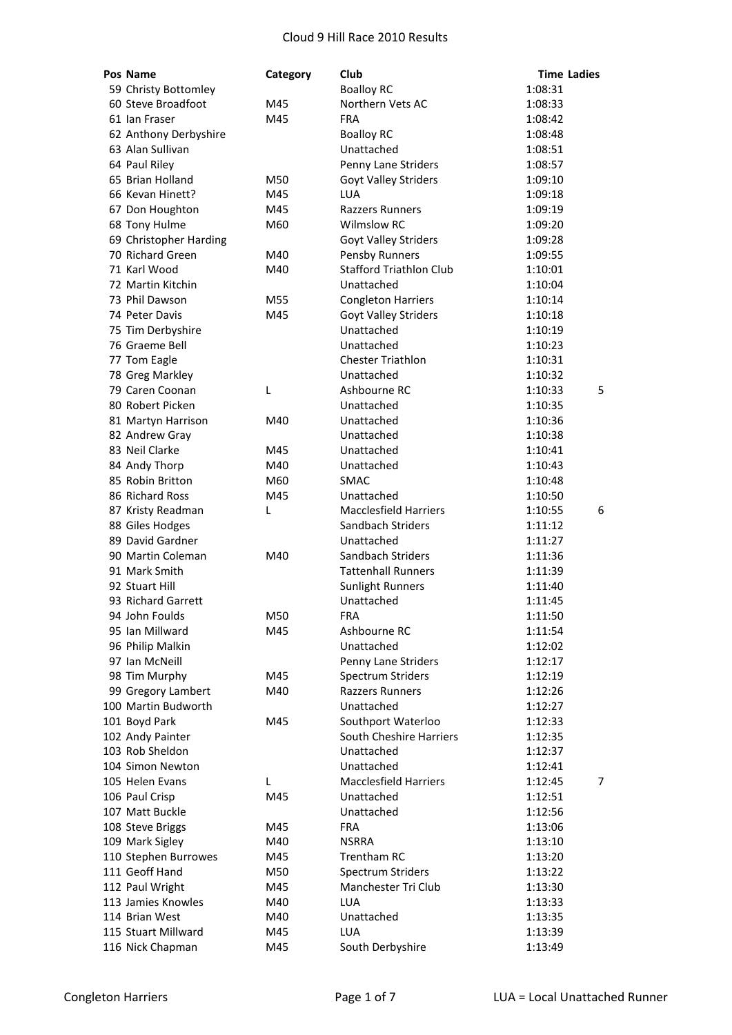# Cloud 9 Hill Race 2010 Results

| Pos | Name | Category | Club | Time | Ladies |
|---|---|---|---|---|---|
| 59 | Christy Bottomley | | Boalloy RC | 1:08:31 | |
| 60 | Steve Broadfoot | M45 | Northern Vets AC | 1:08:33 | |
| 61 | Ian Fraser | M45 | FRA | 1:08:42 | |
| 62 | Anthony Derbyshire | | Boalloy RC | 1:08:48 | |
| 63 | Alan Sullivan | | Unattached | 1:08:51 | |
| 64 | Paul Riley | | Penny Lane Striders | 1:08:57 | |
| 65 | Brian Holland | M50 | Goyt Valley Striders | 1:09:10 | |
| 66 | Kevan Hinett? | M45 | LUA | 1:09:18 | |
| 67 | Don Houghton | M45 | Razzers Runners | 1:09:19 | |
| 68 | Tony Hulme | M60 | Wilmslow RC | 1:09:20 | |
| 69 | Christopher Harding | | Goyt Valley Striders | 1:09:28 | |
| 70 | Richard Green | M40 | Pensby Runners | 1:09:55 | |
| 71 | Karl Wood | M40 | Stafford Triathlon Club | 1:10:01 | |
| 72 | Martin Kitchin | | Unattached | 1:10:04 | |
| 73 | Phil Dawson | M55 | Congleton Harriers | 1:10:14 | |
| 74 | Peter Davis | M45 | Goyt Valley Striders | 1:10:18 | |
| 75 | Tim Derbyshire | | Unattached | 1:10:19 | |
| 76 | Graeme Bell | | Unattached | 1:10:23 | |
| 77 | Tom Eagle | | Chester Triathlon | 1:10:31 | |
| 78 | Greg Markley | | Unattached | 1:10:32 | |
| 79 | Caren Coonan | L | Ashbourne RC | 1:10:33 | 5 |
| 80 | Robert Picken | | Unattached | 1:10:35 | |
| 81 | Martyn Harrison | M40 | Unattached | 1:10:36 | |
| 82 | Andrew Gray | | Unattached | 1:10:38 | |
| 83 | Neil Clarke | M45 | Unattached | 1:10:41 | |
| 84 | Andy Thorp | M40 | Unattached | 1:10:43 | |
| 85 | Robin Britton | M60 | SMAC | 1:10:48 | |
| 86 | Richard Ross | M45 | Unattached | 1:10:50 | |
| 87 | Kristy Readman | L | Macclesfield Harriers | 1:10:55 | 6 |
| 88 | Giles Hodges | | Sandbach Striders | 1:11:12 | |
| 89 | David Gardner | | Unattached | 1:11:27 | |
| 90 | Martin Coleman | M40 | Sandbach Striders | 1:11:36 | |
| 91 | Mark Smith | | Tattenhall Runners | 1:11:39 | |
| 92 | Stuart Hill | | Sunlight Runners | 1:11:40 | |
| 93 | Richard Garrett | | Unattached | 1:11:45 | |
| 94 | John Foulds | M50 | FRA | 1:11:50 | |
| 95 | Ian Millward | M45 | Ashbourne RC | 1:11:54 | |
| 96 | Philip Malkin | | Unattached | 1:12:02 | |
| 97 | Ian McNeill | | Penny Lane Striders | 1:12:17 | |
| 98 | Tim Murphy | M45 | Spectrum Striders | 1:12:19 | |
| 99 | Gregory Lambert | M40 | Razzers Runners | 1:12:26 | |
| 100 | Martin Budworth | | Unattached | 1:12:27 | |
| 101 | Boyd Park | M45 | Southport Waterloo | 1:12:33 | |
| 102 | Andy Painter | | South Cheshire Harriers | 1:12:35 | |
| 103 | Rob Sheldon | | Unattached | 1:12:37 | |
| 104 | Simon Newton | | Unattached | 1:12:41 | |
| 105 | Helen Evans | L | Macclesfield Harriers | 1:12:45 | 7 |
| 106 | Paul Crisp | M45 | Unattached | 1:12:51 | |
| 107 | Matt Buckle | | Unattached | 1:12:56 | |
| 108 | Steve Briggs | M45 | FRA | 1:13:06 | |
| 109 | Mark Sigley | M40 | NSRRA | 1:13:10 | |
| 110 | Stephen Burrowes | M45 | Trentham RC | 1:13:20 | |
| 111 | Geoff Hand | M50 | Spectrum Striders | 1:13:22 | |
| 112 | Paul Wright | M45 | Manchester Tri Club | 1:13:30 | |
| 113 | Jamies Knowles | M40 | LUA | 1:13:33 | |
| 114 | Brian West | M40 | Unattached | 1:13:35 | |
| 115 | Stuart Millward | M45 | LUA | 1:13:39 | |
| 116 | Nick Chapman | M45 | South Derbyshire | 1:13:49 | |

Congleton Harriers

LUA = Local Unattached Runner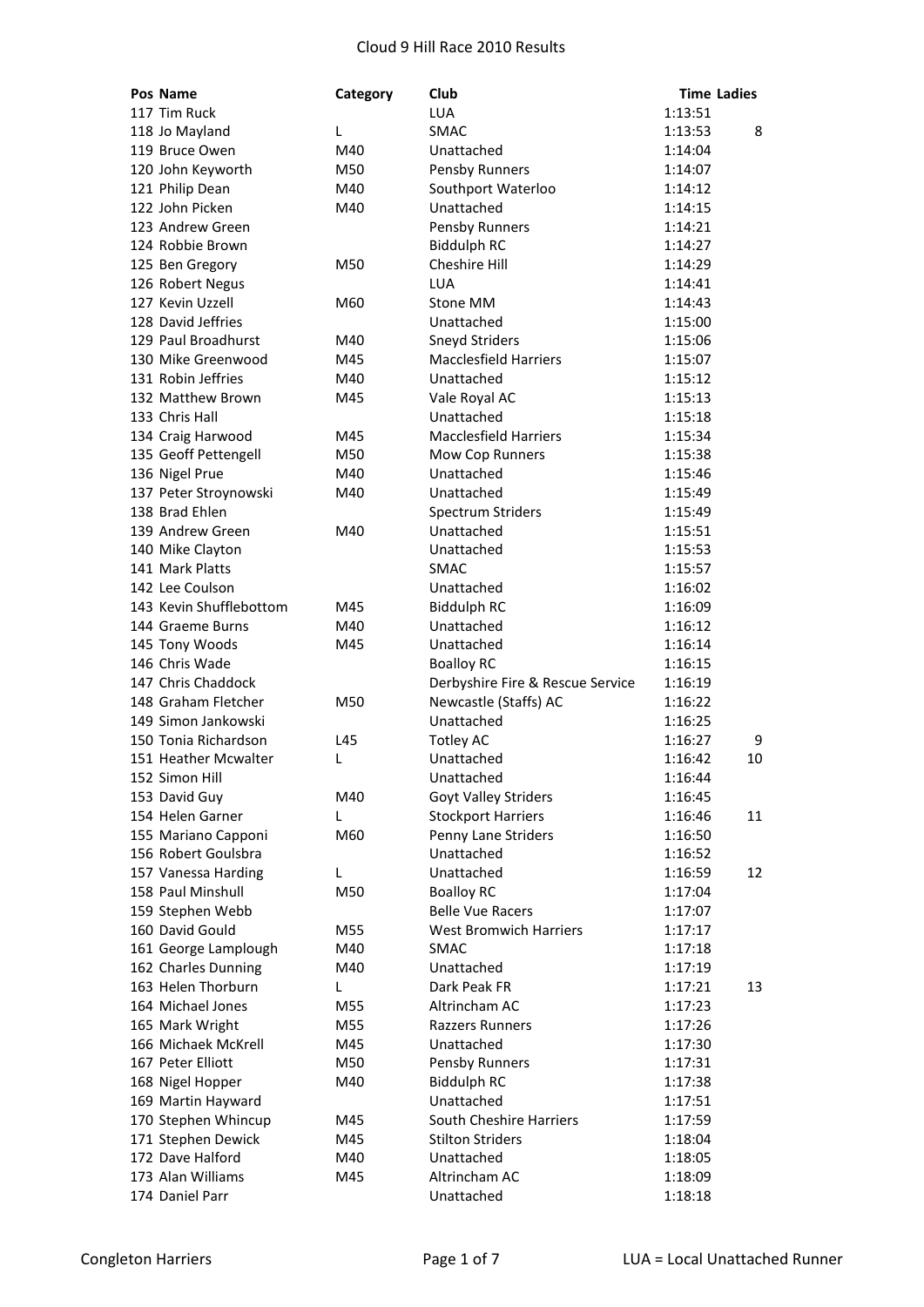# Cloud 9 Hill Race 2010 Results

| Pos | Name | Category | Club | Time | Ladies |
|---|---|---|---|---|---|
| 117 | Tim Ruck | | LUA | 1:13:51 | |
| 118 | Jo Mayland | L | SMAC | 1:13:53 | 8 |
| 119 | Bruce Owen | M40 | Unattached | 1:14:04 | |
| 120 | John Keyworth | M50 | Pensby Runners | 1:14:07 | |
| 121 | Philip Dean | M40 | Southport Waterloo | 1:14:12 | |
| 122 | John Picken | M40 | Unattached | 1:14:15 | |
| 123 | Andrew Green | | Pensby Runners | 1:14:21 | |
| 124 | Robbie Brown | | Biddulph RC | 1:14:27 | |
| 125 | Ben Gregory | M50 | Cheshire Hill | 1:14:29 | |
| 126 | Robert Negus | | LUA | 1:14:41 | |
| 127 | Kevin Uzzell | M60 | Stone MM | 1:14:43 | |
| 128 | David Jeffries | | Unattached | 1:15:00 | |
| 129 | Paul Broadhurst | M40 | Sneyd Striders | 1:15:06 | |
| 130 | Mike Greenwood | M45 | Macclesfield Harriers | 1:15:07 | |
| 131 | Robin Jeffries | M40 | Unattached | 1:15:12 | |
| 132 | Matthew Brown | M45 | Vale Royal AC | 1:15:13 | |
| 133 | Chris Hall | | Unattached | 1:15:18 | |
| 134 | Craig Harwood | M45 | Macclesfield Harriers | 1:15:34 | |
| 135 | Geoff Pettengell | M50 | Mow Cop Runners | 1:15:38 | |
| 136 | Nigel Prue | M40 | Unattached | 1:15:46 | |
| 137 | Peter Stroynowski | M40 | Unattached | 1:15:49 | |
| 138 | Brad Ehlen | | Spectrum Striders | 1:15:49 | |
| 139 | Andrew Green | M40 | Unattached | 1:15:51 | |
| 140 | Mike Clayton | | Unattached | 1:15:53 | |
| 141 | Mark Platts | | SMAC | 1:15:57 | |
| 142 | Lee Coulson | | Unattached | 1:16:02 | |
| 143 | Kevin Shufflebottom | M45 | Biddulph RC | 1:16:09 | |
| 144 | Graeme Burns | M40 | Unattached | 1:16:12 | |
| 145 | Tony Woods | M45 | Unattached | 1:16:14 | |
| 146 | Chris Wade | | Boalloy RC | 1:16:15 | |
| 147 | Chris Chaddock | | Derbyshire Fire & Rescue Service | 1:16:19 | |
| 148 | Graham Fletcher | M50 | Newcastle (Staffs) AC | 1:16:22 | |
| 149 | Simon Jankowski | | Unattached | 1:16:25 | |
| 150 | Tonia Richardson | L45 | Totley AC | 1:16:27 | 9 |
| 151 | Heather Mcwalter | L | Unattached | 1:16:42 | 10 |
| 152 | Simon Hill | | Unattached | 1:16:44 | |
| 153 | David Guy | M40 | Goyt Valley Striders | 1:16:45 | |
| 154 | Helen Garner | L | Stockport Harriers | 1:16:46 | 11 |
| 155 | Mariano Capponi | M60 | Penny Lane Striders | 1:16:50 | |
| 156 | Robert Goulsbra | | Unattached | 1:16:52 | |
| 157 | Vanessa Harding | L | Unattached | 1:16:59 | 12 |
| 158 | Paul Minshull | M50 | Boalloy RC | 1:17:04 | |
| 159 | Stephen Webb | | Belle Vue Racers | 1:17:07 | |
| 160 | David Gould | M55 | West Bromwich Harriers | 1:17:17 | |
| 161 | George Lamplough | M40 | SMAC | 1:17:18 | |
| 162 | Charles Dunning | M40 | Unattached | 1:17:19 | |
| 163 | Helen Thorburn | L | Dark Peak FR | 1:17:21 | 13 |
| 164 | Michael Jones | M55 | Altrincham AC | 1:17:23 | |
| 165 | Mark Wright | M55 | Razzers Runners | 1:17:26 | |
| 166 | Michaek McKrell | M45 | Unattached | 1:17:30 | |
| 167 | Peter Elliott | M50 | Pensby Runners | 1:17:31 | |
| 168 | Nigel Hopper | M40 | Biddulph RC | 1:17:38 | |
| 169 | Martin Hayward | | Unattached | 1:17:51 | |
| 170 | Stephen Whincup | M45 | South Cheshire Harriers | 1:17:59 | |
| 171 | Stephen Dewick | M45 | Stilton Striders | 1:18:04 | |
| 172 | Dave Halford | M40 | Unattached | 1:18:05 | |
| 173 | Alan Williams | M45 | Altrincham AC | 1:18:09 | |
| 174 | Daniel Parr | | Unattached | 1:18:18 | |

LUA = Local Unattached Runner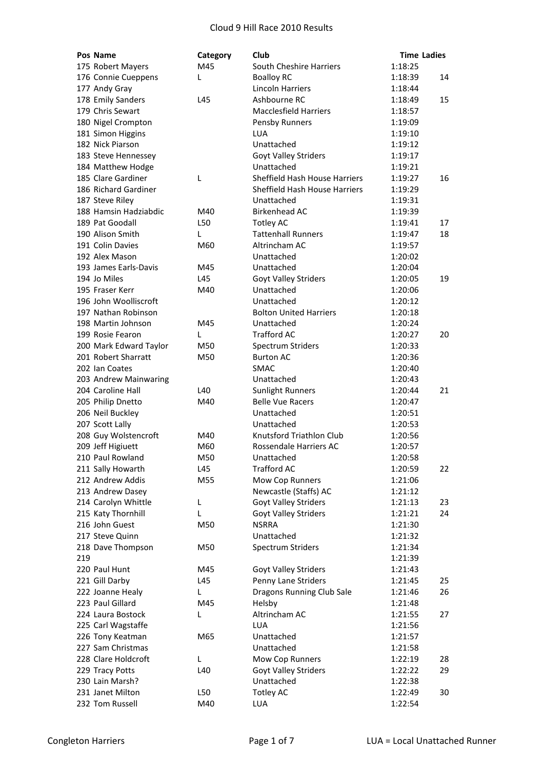# Cloud 9 Hill Race 2010 Results

| Pos | Name | Category | Club | Time | Ladies |
|---|---|---|---|---|---|
| 175 | Robert Mayers | M45 | South Cheshire Harriers | 1:18:25 | |
| 176 | Connie Cueppens | L | Boalloy RC | 1:18:39 | 14 |
| 177 | Andy Gray | | Lincoln Harriers | 1:18:44 | |
| 178 | Emily Sanders | L45 | Ashbourne RC | 1:18:49 | 15 |
| 179 | Chris Sewart | | Macclesfield Harriers | 1:18:57 | |
| 180 | Nigel Crompton | | Pensby Runners | 1:19:09 | |
| 181 | Simon Higgins | | LUA | 1:19:10 | |
| 182 | Nick Piarson | | Unattached | 1:19:12 | |
| 183 | Steve Hennessey | | Goyt Valley Striders | 1:19:17 | |
| 184 | Matthew Hodge | | Unattached | 1:19:21 | |
| 185 | Clare Gardiner | L | Sheffield Hash House Harriers | 1:19:27 | 16 |
| 186 | Richard Gardiner | | Sheffield Hash House Harriers | 1:19:29 | |
| 187 | Steve Riley | | Unattached | 1:19:31 | |
| 188 | Hamsin Hadziabdic | M40 | Birkenhead AC | 1:19:39 | |
| 189 | Pat Goodall | L50 | Totley AC | 1:19:41 | 17 |
| 190 | Alison Smith | L | Tattenhall Runners | 1:19:47 | 18 |
| 191 | Colin Davies | M60 | Altrincham AC | 1:19:57 | |
| 192 | Alex Mason | | Unattached | 1:20:02 | |
| 193 | James Earls-Davis | M45 | Unattached | 1:20:04 | |
| 194 | Jo Miles | L45 | Goyt Valley Striders | 1:20:05 | 19 |
| 195 | Fraser Kerr | M40 | Unattached | 1:20:06 | |
| 196 | John Woolliscroft | | Unattached | 1:20:12 | |
| 197 | Nathan Robinson | | Bolton United Harriers | 1:20:18 | |
| 198 | Martin Johnson | M45 | Unattached | 1:20:24 | |
| 199 | Rosie Fearon | L | Trafford AC | 1:20:27 | 20 |
| 200 | Mark Edward Taylor | M50 | Spectrum Striders | 1:20:33 | |
| 201 | Robert Sharratt | M50 | Burton AC | 1:20:36 | |
| 202 | Ian Coates | | SMAC | 1:20:40 | |
| 203 | Andrew Mainwaring | | Unattached | 1:20:43 | |
| 204 | Caroline Hall | L40 | Sunlight Runners | 1:20:44 | 21 |
| 205 | Philip Dnetto | M40 | Belle Vue Racers | 1:20:47 | |
| 206 | Neil Buckley | | Unattached | 1:20:51 | |
| 207 | Scott Lally | | Unattached | 1:20:53 | |
| 208 | Guy Wolstencroft | M40 | Knutsford Triathlon Club | 1:20:56 | |
| 209 | Jeff Higiuett | M60 | Rossendale Harriers AC | 1:20:57 | |
| 210 | Paul Rowland | M50 | Unattached | 1:20:58 | |
| 211 | Sally Howarth | L45 | Trafford AC | 1:20:59 | 22 |
| 212 | Andrew Addis | M55 | Mow Cop Runners | 1:21:06 | |
| 213 | Andrew Dasey | | Newcastle (Staffs) AC | 1:21:12 | |
| 214 | Carolyn Whittle | L | Goyt Valley Striders | 1:21:13 | 23 |
| 215 | Katy Thornhill | L | Goyt Valley Striders | 1:21:21 | 24 |
| 216 | John Guest | M50 | NSRRA | 1:21:30 | |
| 217 | Steve Quinn | | Unattached | 1:21:32 | |
| 218 | Dave Thompson | M50 | Spectrum Striders | 1:21:34 | |
| 219 | | | | 1:21:39 | |
| 220 | Paul Hunt | M45 | Goyt Valley Striders | 1:21:43 | |
| 221 | Gill Darby | L45 | Penny Lane Striders | 1:21:45 | 25 |
| 222 | Joanne Healy | L | Dragons Running Club Sale | 1:21:46 | 26 |
| 223 | Paul Gillard | M45 | Helsby | 1:21:48 | |
| 224 | Laura Bostock | L | Altrincham AC | 1:21:55 | 27 |
| 225 | Carl Wagstaffe | | LUA | 1:21:56 | |
| 226 | Tony Keatman | M65 | Unattached | 1:21:57 | |
| 227 | Sam Christmas | | Unattached | 1:21:58 | |
| 228 | Clare Holdcroft | L | Mow Cop Runners | 1:22:19 | 28 |
| 229 | Tracy Potts | L40 | Goyt Valley Striders | 1:22:22 | 29 |
| 230 | Lain Marsh? | | Unattached | 1:22:38 | |
| 231 | Janet Milton | L50 | Totley AC | 1:22:49 | 30 |
| 232 | Tom Russell | M40 | LUA | 1:22:54 | |

Congleton Harriers

LUA = Local Unattached Runner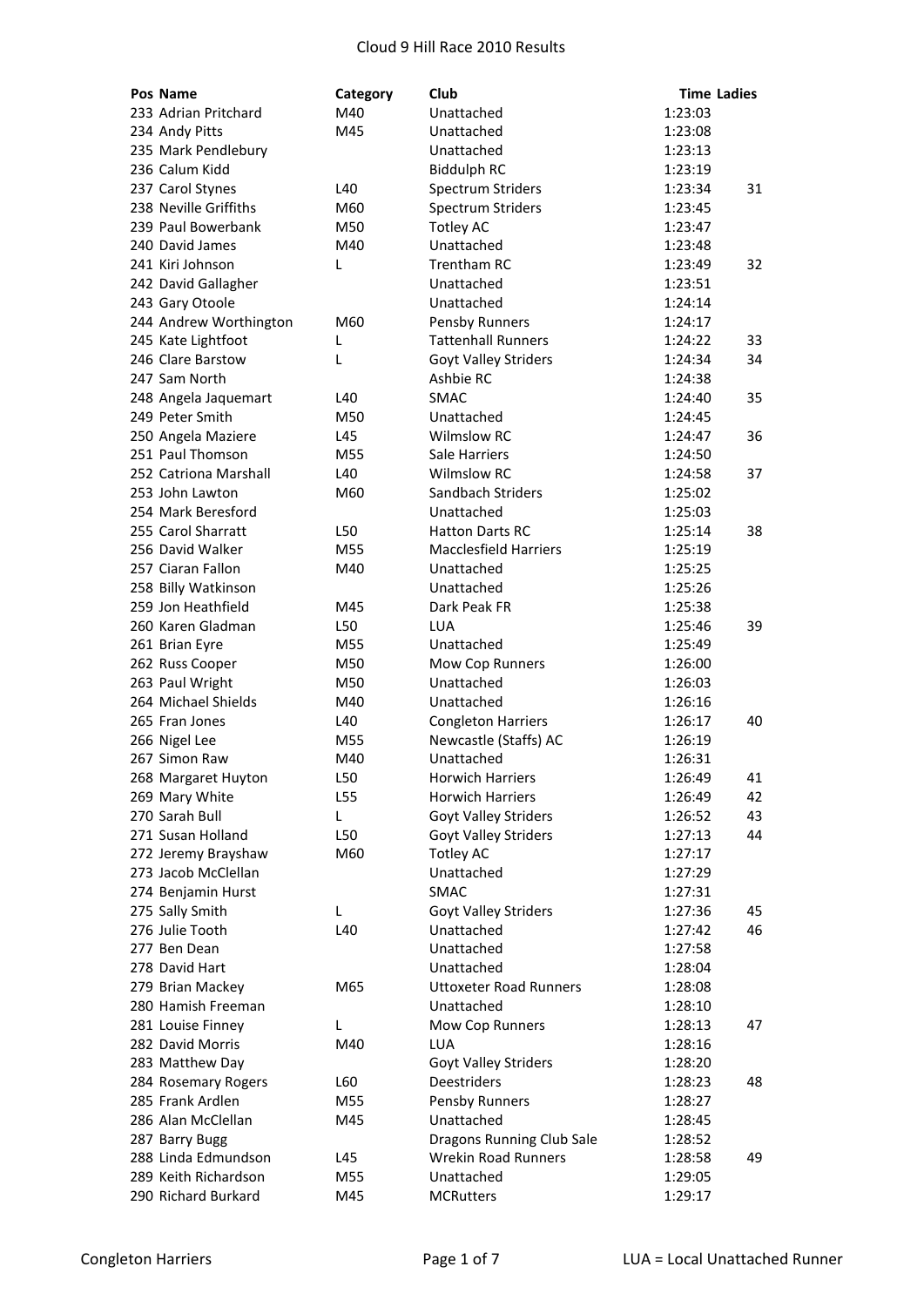# Cloud 9 Hill Race 2010 Results

| Pos | Name | Category | Club | Time | Ladies |
|---|---|---|---|---|---|
| 233 | Adrian Pritchard | M40 | Unattached | 1:23:03 | |
| 234 | Andy Pitts | M45 | Unattached | 1:23:08 | |
| 235 | Mark Pendlebury | | Unattached | 1:23:13 | |
| 236 | Calum Kidd | | Biddulph RC | 1:23:19 | |
| 237 | Carol Stynes | L40 | Spectrum Striders | 1:23:34 | 31 |
| 238 | Neville Griffiths | M60 | Spectrum Striders | 1:23:45 | |
| 239 | Paul Bowerbank | M50 | Totley AC | 1:23:47 | |
| 240 | David James | M40 | Unattached | 1:23:48 | |
| 241 | Kiri Johnson | L | Trentham RC | 1:23:49 | 32 |
| 242 | David Gallagher | | Unattached | 1:23:51 | |
| 243 | Gary Otoole | | Unattached | 1:24:14 | |
| 244 | Andrew Worthington | M60 | Pensby Runners | 1:24:17 | |
| 245 | Kate Lightfoot | L | Tattenhall Runners | 1:24:22 | 33 |
| 246 | Clare Barstow | L | Goyt Valley Striders | 1:24:34 | 34 |
| 247 | Sam North | | Ashbie RC | 1:24:38 | |
| 248 | Angela Jaquemart | L40 | SMAC | 1:24:40 | 35 |
| 249 | Peter Smith | M50 | Unattached | 1:24:45 | |
| 250 | Angela Maziere | L45 | Wilmslow RC | 1:24:47 | 36 |
| 251 | Paul Thomson | M55 | Sale Harriers | 1:24:50 | |
| 252 | Catriona Marshall | L40 | Wilmslow RC | 1:24:58 | 37 |
| 253 | John Lawton | M60 | Sandbach Striders | 1:25:02 | |
| 254 | Mark Beresford | | Unattached | 1:25:03 | |
| 255 | Carol Sharratt | L50 | Hatton Darts RC | 1:25:14 | 38 |
| 256 | David Walker | M55 | Macclesfield Harriers | 1:25:19 | |
| 257 | Ciaran Fallon | M40 | Unattached | 1:25:25 | |
| 258 | Billy Watkinson | | Unattached | 1:25:26 | |
| 259 | Jon Heathfield | M45 | Dark Peak FR | 1:25:38 | |
| 260 | Karen Gladman | L50 | LUA | 1:25:46 | 39 |
| 261 | Brian Eyre | M55 | Unattached | 1:25:49 | |
| 262 | Russ Cooper | M50 | Mow Cop Runners | 1:26:00 | |
| 263 | Paul Wright | M50 | Unattached | 1:26:03 | |
| 264 | Michael Shields | M40 | Unattached | 1:26:16 | |
| 265 | Fran Jones | L40 | Congleton Harriers | 1:26:17 | 40 |
| 266 | Nigel Lee | M55 | Newcastle (Staffs) AC | 1:26:19 | |
| 267 | Simon Raw | M40 | Unattached | 1:26:31 | |
| 268 | Margaret Huyton | L50 | Horwich Harriers | 1:26:49 | 41 |
| 269 | Mary White | L55 | Horwich Harriers | 1:26:49 | 42 |
| 270 | Sarah Bull | L | Goyt Valley Striders | 1:26:52 | 43 |
| 271 | Susan Holland | L50 | Goyt Valley Striders | 1:27:13 | 44 |
| 272 | Jeremy Brayshaw | M60 | Totley AC | 1:27:17 | |
| 273 | Jacob McClellan | | Unattached | 1:27:29 | |
| 274 | Benjamin Hurst | | SMAC | 1:27:31 | |
| 275 | Sally Smith | L | Goyt Valley Striders | 1:27:36 | 45 |
| 276 | Julie Tooth | L40 | Unattached | 1:27:42 | 46 |
| 277 | Ben Dean | | Unattached | 1:27:58 | |
| 278 | David Hart | | Unattached | 1:28:04 | |
| 279 | Brian Mackey | M65 | Uttoxeter Road Runners | 1:28:08 | |
| 280 | Hamish Freeman | | Unattached | 1:28:10 | |
| 281 | Louise Finney | L | Mow Cop Runners | 1:28:13 | 47 |
| 282 | David Morris | M40 | LUA | 1:28:16 | |
| 283 | Matthew Day | | Goyt Valley Striders | 1:28:20 | |
| 284 | Rosemary Rogers | L60 | Deestriders | 1:28:23 | 48 |
| 285 | Frank Ardlen | M55 | Pensby Runners | 1:28:27 | |
| 286 | Alan McClellan | M45 | Unattached | 1:28:45 | |
| 287 | Barry Bugg | | Dragons Running Club Sale | 1:28:52 | |
| 288 | Linda Edmundson | L45 | Wrekin Road Runners | 1:28:58 | 49 |
| 289 | Keith Richardson | M55 | Unattached | 1:29:05 | |
| 290 | Richard Burkard | M45 | MCRutters | 1:29:17 | |

Congleton Harriers

LUA = Local Unattached Runner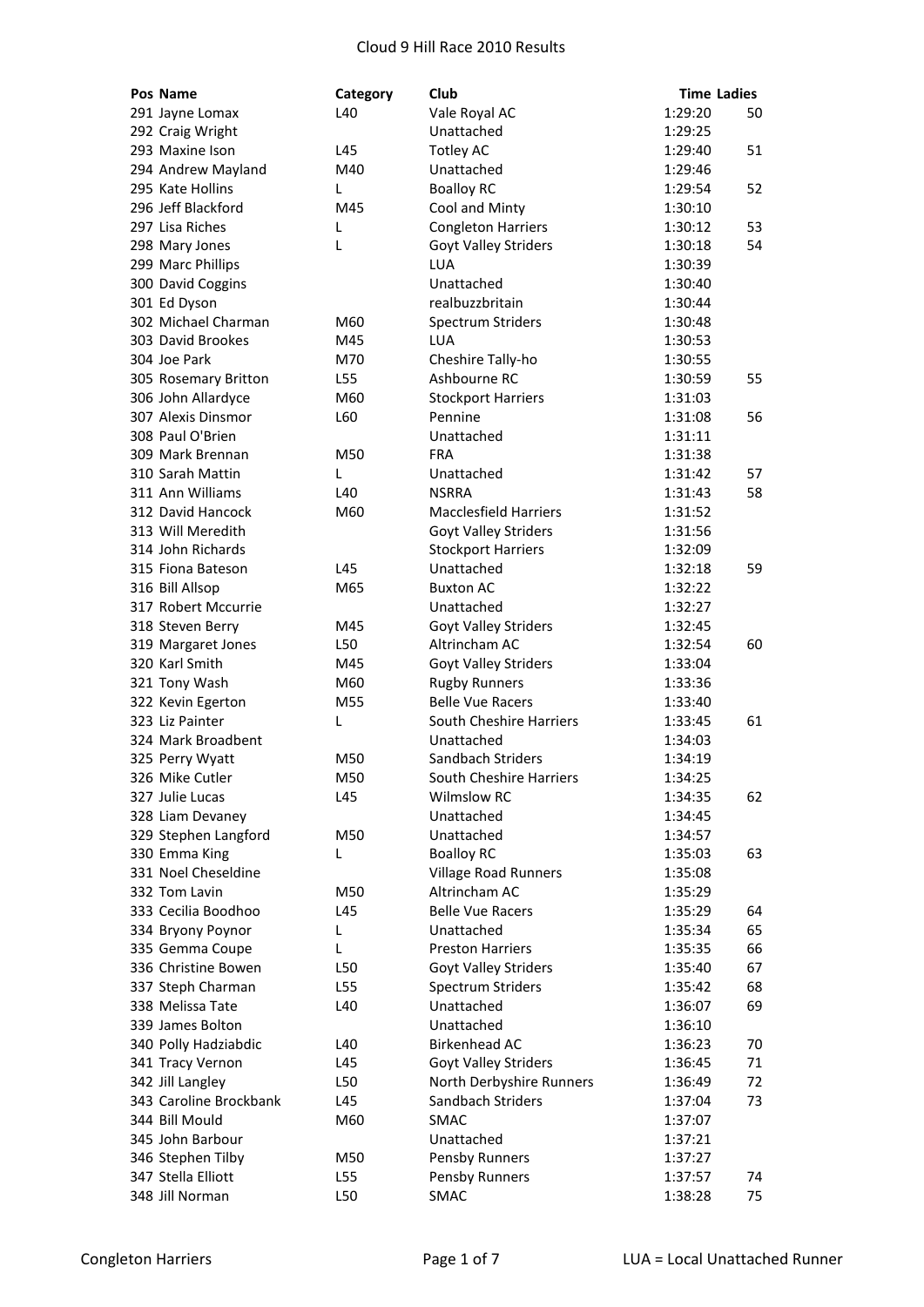# Cloud 9 Hill Race 2010 Results

| Pos | Name | Category | Club | Time | Ladies |
|---|---|---|---|---|---|
| 291 | Jayne Lomax | L40 | Vale Royal AC | 1:29:20 | 50 |
| 292 | Craig Wright | | Unattached | 1:29:25 | |
| 293 | Maxine Ison | L45 | Totley AC | 1:29:40 | 51 |
| 294 | Andrew Mayland | M40 | Unattached | 1:29:46 | |
| 295 | Kate Hollins | L | Boalloy RC | 1:29:54 | 52 |
| 296 | Jeff Blackford | M45 | Cool and Minty | 1:30:10 | |
| 297 | Lisa Riches | L | Congleton Harriers | 1:30:12 | 53 |
| 298 | Mary Jones | L | Goyt Valley Striders | 1:30:18 | 54 |
| 299 | Marc Phillips | | LUA | 1:30:39 | |
| 300 | David Coggins | | Unattached | 1:30:40 | |
| 301 | Ed Dyson | | realbuzzbritain | 1:30:44 | |
| 302 | Michael Charman | M60 | Spectrum Striders | 1:30:48 | |
| 303 | David Brookes | M45 | LUA | 1:30:53 | |
| 304 | Joe Park | M70 | Cheshire Tally-ho | 1:30:55 | |
| 305 | Rosemary Britton | L55 | Ashbourne RC | 1:30:59 | 55 |
| 306 | John Allardyce | M60 | Stockport Harriers | 1:31:03 | |
| 307 | Alexis Dinsmor | L60 | Pennine | 1:31:08 | 56 |
| 308 | Paul O'Brien | | Unattached | 1:31:11 | |
| 309 | Mark Brennan | M50 | FRA | 1:31:38 | |
| 310 | Sarah Mattin | L | Unattached | 1:31:42 | 57 |
| 311 | Ann Williams | L40 | NSRRA | 1:31:43 | 58 |
| 312 | David Hancock | M60 | Macclesfield Harriers | 1:31:52 | |
| 313 | Will Meredith | | Goyt Valley Striders | 1:31:56 | |
| 314 | John Richards | | Stockport Harriers | 1:32:09 | |
| 315 | Fiona Bateson | L45 | Unattached | 1:32:18 | 59 |
| 316 | Bill Allsop | M65 | Buxton AC | 1:32:22 | |
| 317 | Robert Mccurrie | | Unattached | 1:32:27 | |
| 318 | Steven Berry | M45 | Goyt Valley Striders | 1:32:45 | |
| 319 | Margaret Jones | L50 | Altrincham AC | 1:32:54 | 60 |
| 320 | Karl Smith | M45 | Goyt Valley Striders | 1:33:04 | |
| 321 | Tony Wash | M60 | Rugby Runners | 1:33:36 | |
| 322 | Kevin Egerton | M55 | Belle Vue Racers | 1:33:40 | |
| 323 | Liz Painter | L | South Cheshire Harriers | 1:33:45 | 61 |
| 324 | Mark Broadbent | | Unattached | 1:34:03 | |
| 325 | Perry Wyatt | M50 | Sandbach Striders | 1:34:19 | |
| 326 | Mike Cutler | M50 | South Cheshire Harriers | 1:34:25 | |
| 327 | Julie Lucas | L45 | Wilmslow RC | 1:34:35 | 62 |
| 328 | Liam Devaney | | Unattached | 1:34:45 | |
| 329 | Stephen Langford | M50 | Unattached | 1:34:57 | |
| 330 | Emma King | L | Boalloy RC | 1:35:03 | 63 |
| 331 | Noel Cheseldine | | Village Road Runners | 1:35:08 | |
| 332 | Tom Lavin | M50 | Altrincham AC | 1:35:29 | |
| 333 | Cecilia Boodhoo | L45 | Belle Vue Racers | 1:35:29 | 64 |
| 334 | Bryony Poynor | L | Unattached | 1:35:34 | 65 |
| 335 | Gemma Coupe | L | Preston Harriers | 1:35:35 | 66 |
| 336 | Christine Bowen | L50 | Goyt Valley Striders | 1:35:40 | 67 |
| 337 | Steph Charman | L55 | Spectrum Striders | 1:35:42 | 68 |
| 338 | Melissa Tate | L40 | Unattached | 1:36:07 | 69 |
| 339 | James Bolton | | Unattached | 1:36:10 | |
| 340 | Polly Hadziabdic | L40 | Birkenhead AC | 1:36:23 | 70 |
| 341 | Tracy Vernon | L45 | Goyt Valley Striders | 1:36:45 | 71 |
| 342 | Jill Langley | L50 | North Derbyshire Runners | 1:36:49 | 72 |
| 343 | Caroline Brockbank | L45 | Sandbach Striders | 1:37:04 | 73 |
| 344 | Bill Mould | M60 | SMAC | 1:37:07 | |
| 345 | John Barbour | | Unattached | 1:37:21 | |
| 346 | Stephen Tilby | M50 | Pensby Runners | 1:37:27 | |
| 347 | Stella Elliott | L55 | Pensby Runners | 1:37:57 | 74 |
| 348 | Jill Norman | L50 | SMAC | 1:38:28 | 75 |

LUA = Local Unattached Runner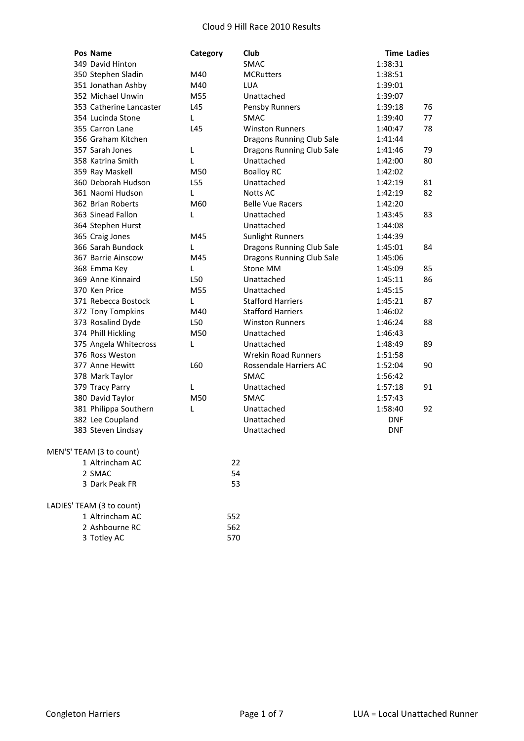# Cloud 9 Hill Race 2010 Results

| Pos | Name | Category | Club | Time | Ladies |
|---|---|---|---|---|---|
| 349 | David Hinton | | SMAC | 1:38:31 | |
| 350 | Stephen Sladin | M40 | MCRutters | 1:38:51 | |
| 351 | Jonathan Ashby | M40 | LUA | 1:39:01 | |
| 352 | Michael Unwin | M55 | Unattached | 1:39:07 | |
| 353 | Catherine Lancaster | L45 | Pensby Runners | 1:39:18 | 76 |
| 354 | Lucinda Stone | L | SMAC | 1:39:40 | 77 |
| 355 | Carron Lane | L45 | Winston Runners | 1:40:47 | 78 |
| 356 | Graham Kitchen | | Dragons Running Club Sale | 1:41:44 | |
| 357 | Sarah Jones | L | Dragons Running Club Sale | 1:41:46 | 79 |
| 358 | Katrina Smith | L | Unattached | 1:42:00 | 80 |
| 359 | Ray Maskell | M50 | Boalloy RC | 1:42:02 | |
| 360 | Deborah Hudson | L55 | Unattached | 1:42:19 | 81 |
| 361 | Naomi Hudson | L | Notts AC | 1:42:19 | 82 |
| 362 | Brian Roberts | M60 | Belle Vue Racers | 1:42:20 | |
| 363 | Sinead Fallon | L | Unattached | 1:43:45 | 83 |
| 364 | Stephen Hurst | | Unattached | 1:44:08 | |
| 365 | Craig Jones | M45 | Sunlight Runners | 1:44:39 | |
| 366 | Sarah Bundock | L | Dragons Running Club Sale | 1:45:01 | 84 |
| 367 | Barrie Ainscow | M45 | Dragons Running Club Sale | 1:45:06 | |
| 368 | Emma Key | L | Stone MM | 1:45:09 | 85 |
| 369 | Anne Kinnaird | L50 | Unattached | 1:45:11 | 86 |
| 370 | Ken Price | M55 | Unattached | 1:45:15 | |
| 371 | Rebecca Bostock | L | Stafford Harriers | 1:45:21 | 87 |
| 372 | Tony Tompkins | M40 | Stafford Harriers | 1:46:02 | |
| 373 | Rosalind Dyde | L50 | Winston Runners | 1:46:24 | 88 |
| 374 | Phill Hickling | M50 | Unattached | 1:46:43 | |
| 375 | Angela Whitecross | L | Unattached | 1:48:49 | 89 |
| 376 | Ross Weston | | Wrekin Road Runners | 1:51:58 | |
| 377 | Anne Hewitt | L60 | Rossendale Harriers AC | 1:52:04 | 90 |
| 378 | Mark Taylor | | SMAC | 1:56:42 | |
| 379 | Tracy Parry | L | Unattached | 1:57:18 | 91 |
| 380 | David Taylor | M50 | SMAC | 1:57:43 | |
| 381 | Philippa Southern | L | Unattached | 1:58:40 | 92 |
| 382 | Lee Coupland | | Unattached | DNF | |
| 383 | Steven Lindsay | | Unattached | DNF | |

MEN'S' TEAM (3 to count)

| | | |
|---|---|---|
| 1 | Altrincham AC | 22 |
| 2 | SMAC | 54 |
| 3 | Dark Peak FR | 53 |

LADIES' TEAM (3 to count)

| | | |
|---|---|---|
| 1 | Altrincham AC | 552 |
| 2 | Ashbourne RC | 562 |
| 3 | Totley AC | 570 |

Congleton Harriers

LUA = Local Unattached Runner